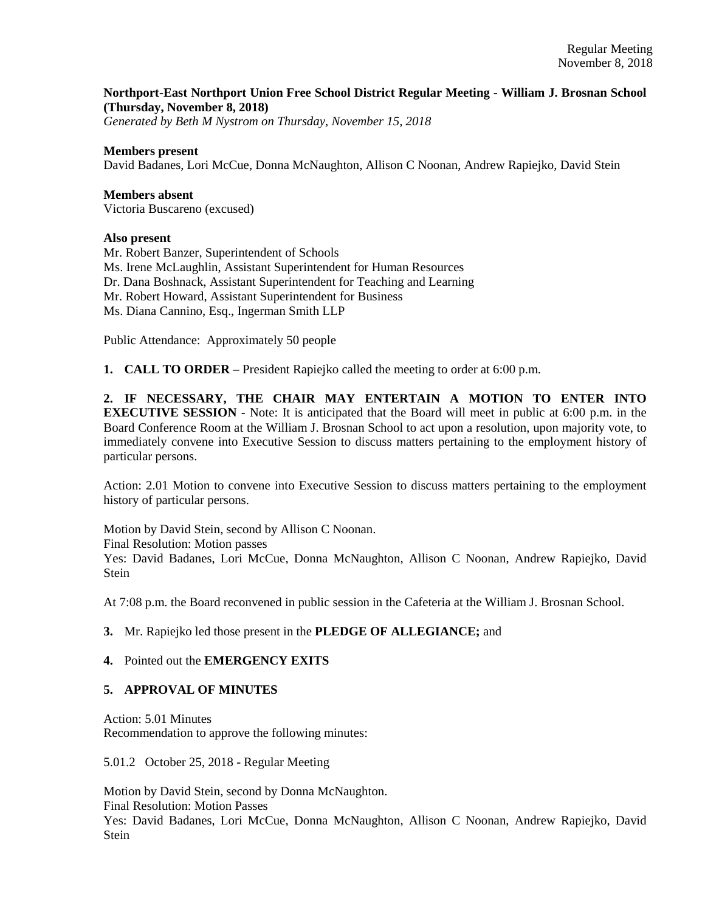**Northport-East Northport Union Free School District Regular Meeting - William J. Brosnan School (Thursday, November 8, 2018)**
*Generated by Beth M Nystrom on Thursday, November 15, 2018*

**Members present**
David Badanes, Lori McCue, Donna McNaughton, Allison C Noonan, Andrew Rapiejko, David Stein

**Members absent**
Victoria Buscareno (excused)

**Also present**
Mr. Robert Banzer, Superintendent of Schools
Ms. Irene McLaughlin, Assistant Superintendent for Human Resources
Dr. Dana Boshnack, Assistant Superintendent for Teaching and Learning
Mr. Robert Howard, Assistant Superintendent for Business
Ms. Diana Cannino, Esq., Ingerman Smith LLP

Public Attendance: Approximately 50 people

**1. CALL TO ORDER** – President Rapiejko called the meeting to order at 6:00 p.m.

**2. IF NECESSARY, THE CHAIR MAY ENTERTAIN A MOTION TO ENTER INTO EXECUTIVE SESSION** - Note: It is anticipated that the Board will meet in public at 6:00 p.m. in the Board Conference Room at the William J. Brosnan School to act upon a resolution, upon majority vote, to immediately convene into Executive Session to discuss matters pertaining to the employment history of particular persons.

Action: 2.01 Motion to convene into Executive Session to discuss matters pertaining to the employment history of particular persons.

Motion by David Stein, second by Allison C Noonan.
Final Resolution: Motion passes
Yes: David Badanes, Lori McCue, Donna McNaughton, Allison C Noonan, Andrew Rapiejko, David Stein

At 7:08 p.m. the Board reconvened in public session in the Cafeteria at the William J. Brosnan School.

**3.** Mr. Rapiejko led those present in the **PLEDGE OF ALLEGIANCE;** and

**4.** Pointed out the **EMERGENCY EXITS**

**5. APPROVAL OF MINUTES**

Action: 5.01 Minutes
Recommendation to approve the following minutes:

5.01.2 October 25, 2018 - Regular Meeting

Motion by David Stein, second by Donna McNaughton.
Final Resolution: Motion Passes
Yes: David Badanes, Lori McCue, Donna McNaughton, Allison C Noonan, Andrew Rapiejko, David Stein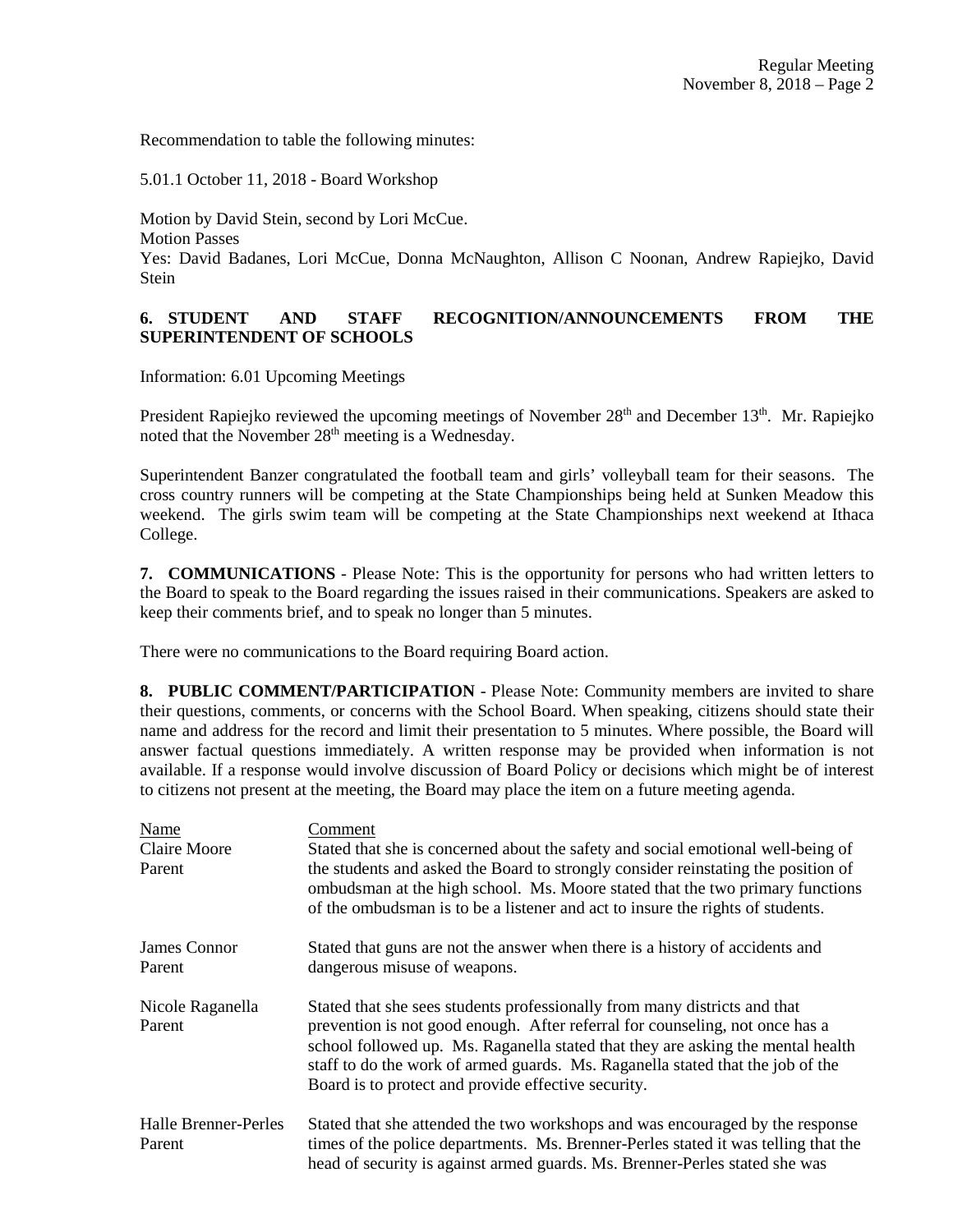Recommendation to table the following minutes:

5.01.1 October 11, 2018 - Board Workshop

Motion by David Stein, second by Lori McCue.
Motion Passes
Yes: David Badanes, Lori McCue, Donna McNaughton, Allison C Noonan, Andrew Rapiejko, David Stein

**6. STUDENT AND STAFF RECOGNITION/ANNOUNCEMENTS FROM THE SUPERINTENDENT OF SCHOOLS**

Information: 6.01 Upcoming Meetings

President Rapiejko reviewed the upcoming meetings of November 28th and December 13th. Mr. Rapiejko noted that the November 28th meeting is a Wednesday.

Superintendent Banzer congratulated the football team and girls' volleyball team for their seasons. The cross country runners will be competing at the State Championships being held at Sunken Meadow this weekend. The girls swim team will be competing at the State Championships next weekend at Ithaca College.

**7. COMMUNICATIONS** - Please Note: This is the opportunity for persons who had written letters to the Board to speak to the Board regarding the issues raised in their communications. Speakers are asked to keep their comments brief, and to speak no longer than 5 minutes.

There were no communications to the Board requiring Board action.

**8. PUBLIC COMMENT/PARTICIPATION** - Please Note: Community members are invited to share their questions, comments, or concerns with the School Board. When speaking, citizens should state their name and address for the record and limit their presentation to 5 minutes. Where possible, the Board will answer factual questions immediately. A written response may be provided when information is not available. If a response would involve discussion of Board Policy or decisions which might be of interest to citizens not present at the meeting, the Board may place the item on a future meeting agenda.

| Name | Comment |
|---|---|
| Claire Moore<br>Parent | Stated that she is concerned about the safety and social emotional well-being of the students and asked the Board to strongly consider reinstating the position of ombudsman at the high school. Ms. Moore stated that the two primary functions of the ombudsman is to be a listener and act to insure the rights of students. |
| James Connor<br>Parent | Stated that guns are not the answer when there is a history of accidents and dangerous misuse of weapons. |
| Nicole Raganella<br>Parent | Stated that she sees students professionally from many districts and that prevention is not good enough. After referral for counseling, not once has a school followed up. Ms. Raganella stated that they are asking the mental health staff to do the work of armed guards. Ms. Raganella stated that the job of the Board is to protect and provide effective security. |
| Halle Brenner-Perles<br>Parent | Stated that she attended the two workshops and was encouraged by the response times of the police departments. Ms. Brenner-Perles stated it was telling that the head of security is against armed guards. Ms. Brenner-Perles stated she was |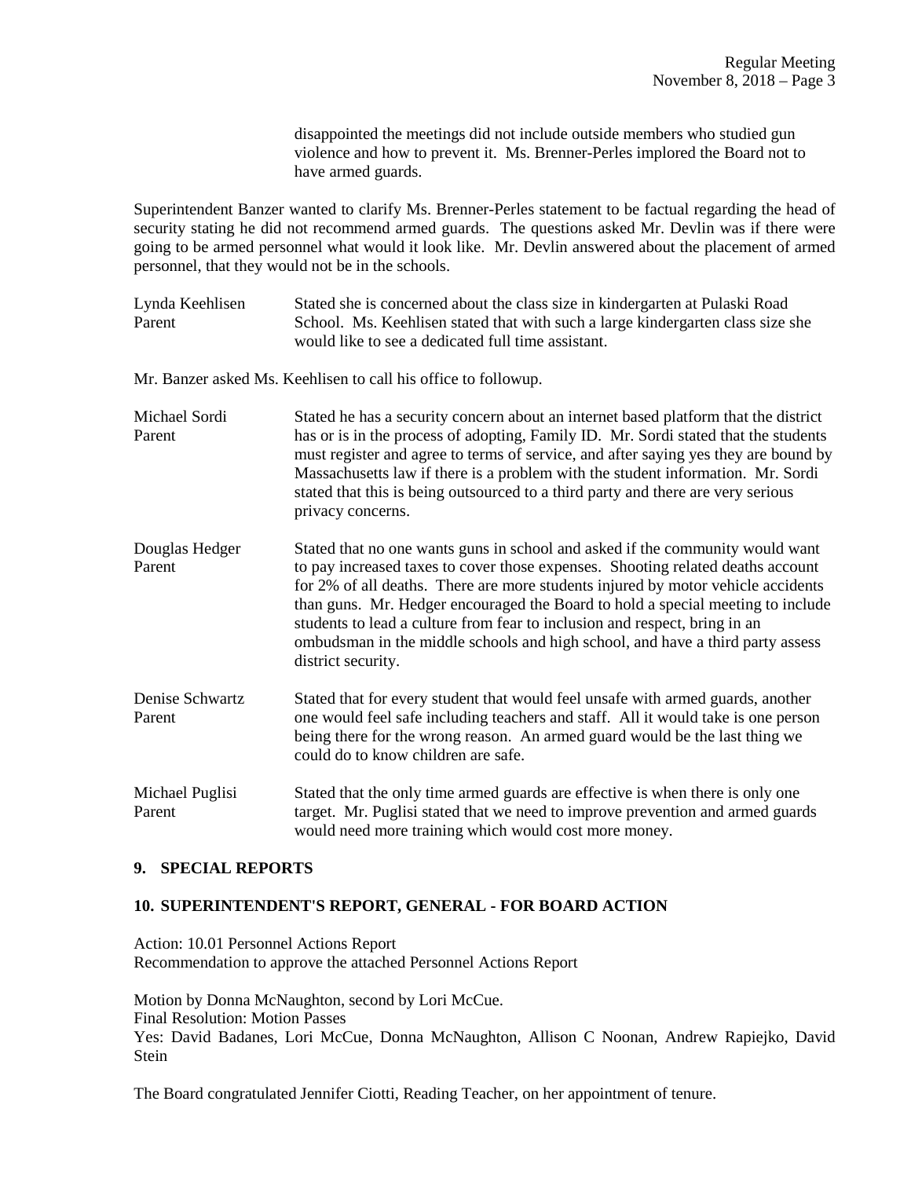disappointed the meetings did not include outside members who studied gun violence and how to prevent it. Ms. Brenner-Perles implored the Board not to have armed guards.

Superintendent Banzer wanted to clarify Ms. Brenner-Perles statement to be factual regarding the head of security stating he did not recommend armed guards. The questions asked Mr. Devlin was if there were going to be armed personnel what would it look like. Mr. Devlin answered about the placement of armed personnel, that they would not be in the schools.

Lynda Keehlisen
Parent

Stated she is concerned about the class size in kindergarten at Pulaski Road School. Ms. Keehlisen stated that with such a large kindergarten class size she would like to see a dedicated full time assistant.

Mr. Banzer asked Ms. Keehlisen to call his office to followup.

Michael Sordi
Parent

Stated he has a security concern about an internet based platform that the district has or is in the process of adopting, Family ID. Mr. Sordi stated that the students must register and agree to terms of service, and after saying yes they are bound by Massachusetts law if there is a problem with the student information. Mr. Sordi stated that this is being outsourced to a third party and there are very serious privacy concerns.

Douglas Hedger
Parent

Stated that no one wants guns in school and asked if the community would want to pay increased taxes to cover those expenses. Shooting related deaths account for 2% of all deaths. There are more students injured by motor vehicle accidents than guns. Mr. Hedger encouraged the Board to hold a special meeting to include students to lead a culture from fear to inclusion and respect, bring in an ombudsman in the middle schools and high school, and have a third party assess district security.

Denise Schwartz
Parent

Stated that for every student that would feel unsafe with armed guards, another one would feel safe including teachers and staff. All it would take is one person being there for the wrong reason. An armed guard would be the last thing we could do to know children are safe.

Michael Puglisi
Parent

Stated that the only time armed guards are effective is when there is only one target. Mr. Puglisi stated that we need to improve prevention and armed guards would need more training which would cost more money.

## 9. SPECIAL REPORTS

## 10. SUPERINTENDENT'S REPORT, GENERAL - FOR BOARD ACTION

Action: 10.01 Personnel Actions Report
Recommendation to approve the attached Personnel Actions Report

Motion by Donna McNaughton, second by Lori McCue.
Final Resolution: Motion Passes
Yes: David Badanes, Lori McCue, Donna McNaughton, Allison C Noonan, Andrew Rapiejko, David Stein

The Board congratulated Jennifer Ciotti, Reading Teacher, on her appointment of tenure.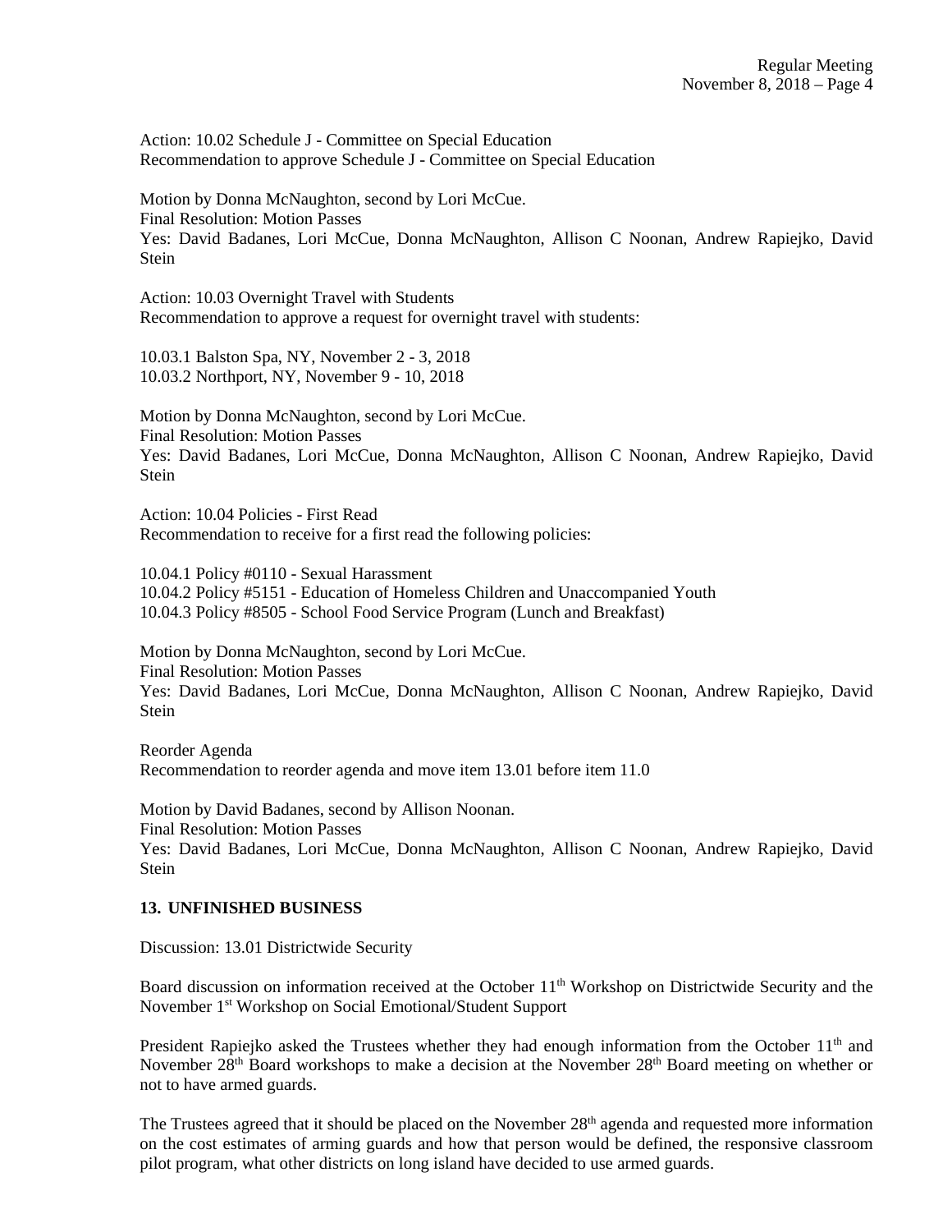Action: 10.02 Schedule J - Committee on Special Education
Recommendation to approve Schedule J - Committee on Special Education

Motion by Donna McNaughton, second by Lori McCue.
Final Resolution: Motion Passes
Yes: David Badanes, Lori McCue, Donna McNaughton, Allison C Noonan, Andrew Rapiejko, David Stein

Action: 10.03 Overnight Travel with Students
Recommendation to approve a request for overnight travel with students:

10.03.1 Balston Spa, NY, November 2 - 3, 2018
10.03.2 Northport, NY, November 9 - 10, 2018

Motion by Donna McNaughton, second by Lori McCue.
Final Resolution: Motion Passes
Yes: David Badanes, Lori McCue, Donna McNaughton, Allison C Noonan, Andrew Rapiejko, David Stein

Action: 10.04 Policies - First Read
Recommendation to receive for a first read the following policies:

10.04.1 Policy #0110 - Sexual Harassment
10.04.2 Policy #5151 - Education of Homeless Children and Unaccompanied Youth
10.04.3 Policy #8505 - School Food Service Program (Lunch and Breakfast)

Motion by Donna McNaughton, second by Lori McCue.
Final Resolution: Motion Passes
Yes: David Badanes, Lori McCue, Donna McNaughton, Allison C Noonan, Andrew Rapiejko, David Stein

Reorder Agenda
Recommendation to reorder agenda and move item 13.01 before item 11.0

Motion by David Badanes, second by Allison Noonan.
Final Resolution: Motion Passes
Yes: David Badanes, Lori McCue, Donna McNaughton, Allison C Noonan, Andrew Rapiejko, David Stein

## 13. UNFINISHED BUSINESS

Discussion: 13.01 Districtwide Security

Board discussion on information received at the October 11th Workshop on Districtwide Security and the November 1st Workshop on Social Emotional/Student Support

President Rapiejko asked the Trustees whether they had enough information from the October 11th and November 28th Board workshops to make a decision at the November 28th Board meeting on whether or not to have armed guards.

The Trustees agreed that it should be placed on the November 28th agenda and requested more information on the cost estimates of arming guards and how that person would be defined, the responsive classroom pilot program, what other districts on long island have decided to use armed guards.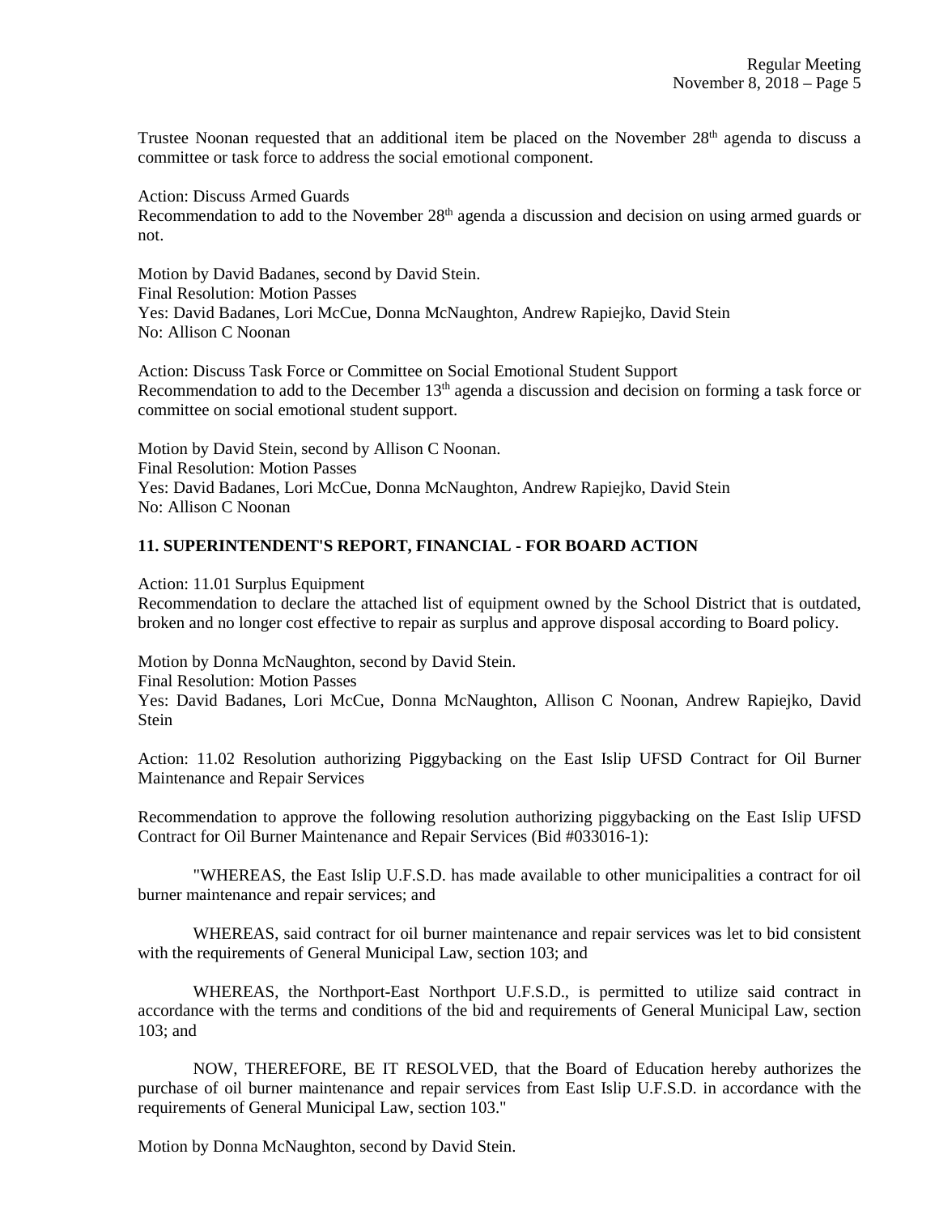Trustee Noonan requested that an additional item be placed on the November 28th agenda to discuss a committee or task force to address the social emotional component.

Action: Discuss Armed Guards
Recommendation to add to the November 28th agenda a discussion and decision on using armed guards or not.

Motion by David Badanes, second by David Stein.
Final Resolution: Motion Passes
Yes: David Badanes, Lori McCue, Donna McNaughton, Andrew Rapiejko, David Stein
No: Allison C Noonan

Action: Discuss Task Force or Committee on Social Emotional Student Support
Recommendation to add to the December 13th agenda a discussion and decision on forming a task force or committee on social emotional student support.

Motion by David Stein, second by Allison C Noonan.
Final Resolution: Motion Passes
Yes: David Badanes, Lori McCue, Donna McNaughton, Andrew Rapiejko, David Stein
No: Allison C Noonan

## 11. SUPERINTENDENT'S REPORT, FINANCIAL - FOR BOARD ACTION

Action: 11.01 Surplus Equipment
Recommendation to declare the attached list of equipment owned by the School District that is outdated, broken and no longer cost effective to repair as surplus and approve disposal according to Board policy.

Motion by Donna McNaughton, second by David Stein.
Final Resolution: Motion Passes
Yes: David Badanes, Lori McCue, Donna McNaughton, Allison C Noonan, Andrew Rapiejko, David Stein

Action: 11.02 Resolution authorizing Piggybacking on the East Islip UFSD Contract for Oil Burner Maintenance and Repair Services

Recommendation to approve the following resolution authorizing piggybacking on the East Islip UFSD Contract for Oil Burner Maintenance and Repair Services (Bid #033016-1):

"WHEREAS, the East Islip U.F.S.D. has made available to other municipalities a contract for oil burner maintenance and repair services; and

WHEREAS, said contract for oil burner maintenance and repair services was let to bid consistent with the requirements of General Municipal Law, section 103; and

WHEREAS, the Northport-East Northport U.F.S.D., is permitted to utilize said contract in accordance with the terms and conditions of the bid and requirements of General Municipal Law, section 103; and

NOW, THEREFORE, BE IT RESOLVED, that the Board of Education hereby authorizes the purchase of oil burner maintenance and repair services from East Islip U.F.S.D. in accordance with the requirements of General Municipal Law, section 103."

Motion by Donna McNaughton, second by David Stein.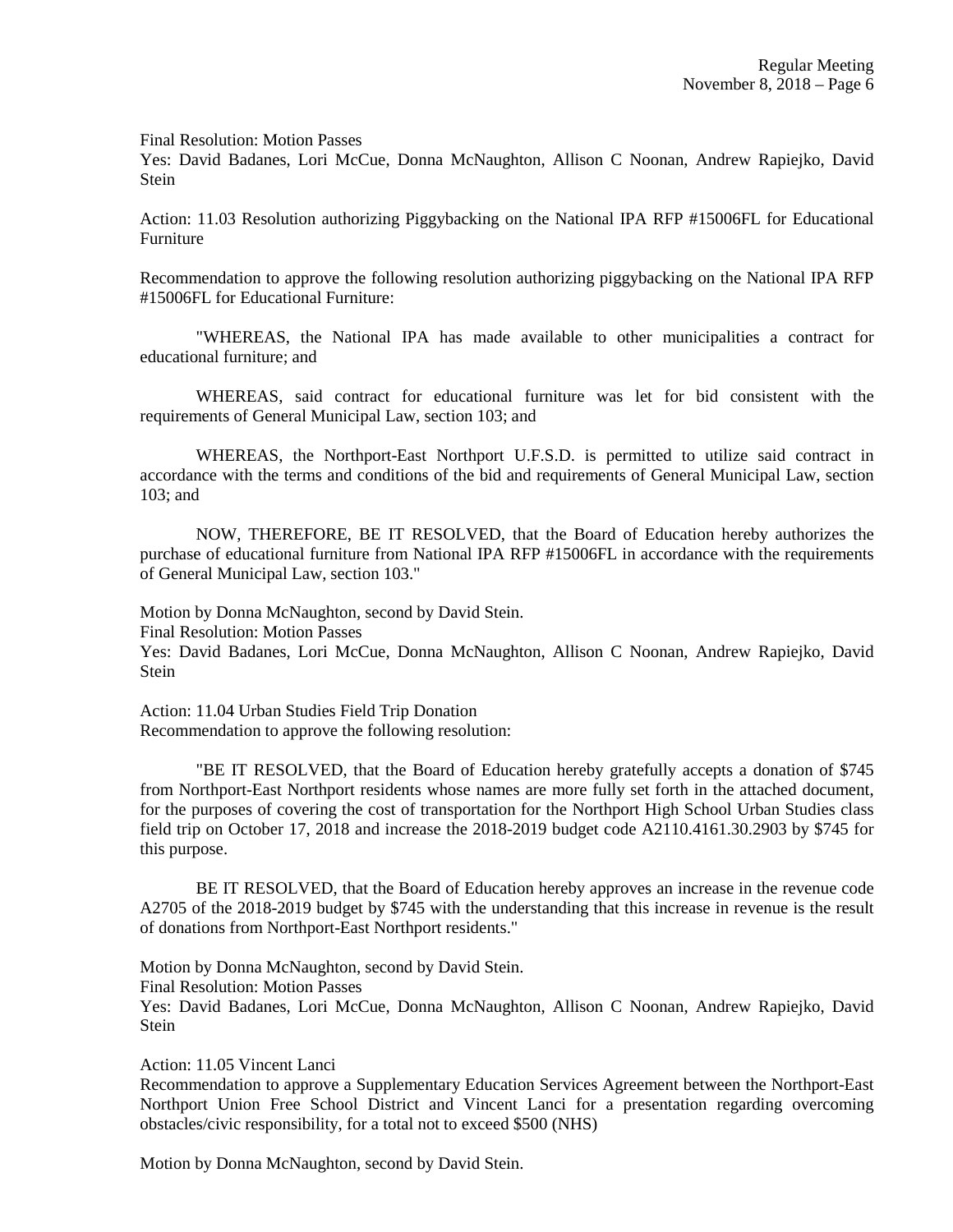Final Resolution: Motion Passes
Yes: David Badanes, Lori McCue, Donna McNaughton, Allison C Noonan, Andrew Rapiejko, David Stein

Action: 11.03 Resolution authorizing Piggybacking on the National IPA RFP #15006FL for Educational Furniture

Recommendation to approve the following resolution authorizing piggybacking on the National IPA RFP #15006FL for Educational Furniture:

"WHEREAS, the National IPA has made available to other municipalities a contract for educational furniture; and

WHEREAS, said contract for educational furniture was let for bid consistent with the requirements of General Municipal Law, section 103; and

WHEREAS, the Northport-East Northport U.F.S.D. is permitted to utilize said contract in accordance with the terms and conditions of the bid and requirements of General Municipal Law, section 103; and

NOW, THEREFORE, BE IT RESOLVED, that the Board of Education hereby authorizes the purchase of educational furniture from National IPA RFP #15006FL in accordance with the requirements of General Municipal Law, section 103."

Motion by Donna McNaughton, second by David Stein.
Final Resolution: Motion Passes
Yes: David Badanes, Lori McCue, Donna McNaughton, Allison C Noonan, Andrew Rapiejko, David Stein

Action: 11.04 Urban Studies Field Trip Donation
Recommendation to approve the following resolution:

"BE IT RESOLVED, that the Board of Education hereby gratefully accepts a donation of $745 from Northport-East Northport residents whose names are more fully set forth in the attached document, for the purposes of covering the cost of transportation for the Northport High School Urban Studies class field trip on October 17, 2018 and increase the 2018-2019 budget code A2110.4161.30.2903 by $745 for this purpose.

BE IT RESOLVED, that the Board of Education hereby approves an increase in the revenue code A2705 of the 2018-2019 budget by $745 with the understanding that this increase in revenue is the result of donations from Northport-East Northport residents."

Motion by Donna McNaughton, second by David Stein.
Final Resolution: Motion Passes
Yes: David Badanes, Lori McCue, Donna McNaughton, Allison C Noonan, Andrew Rapiejko, David Stein

Action: 11.05 Vincent Lanci
Recommendation to approve a Supplementary Education Services Agreement between the Northport-East Northport Union Free School District and Vincent Lanci for a presentation regarding overcoming obstacles/civic responsibility, for a total not to exceed $500 (NHS)

Motion by Donna McNaughton, second by David Stein.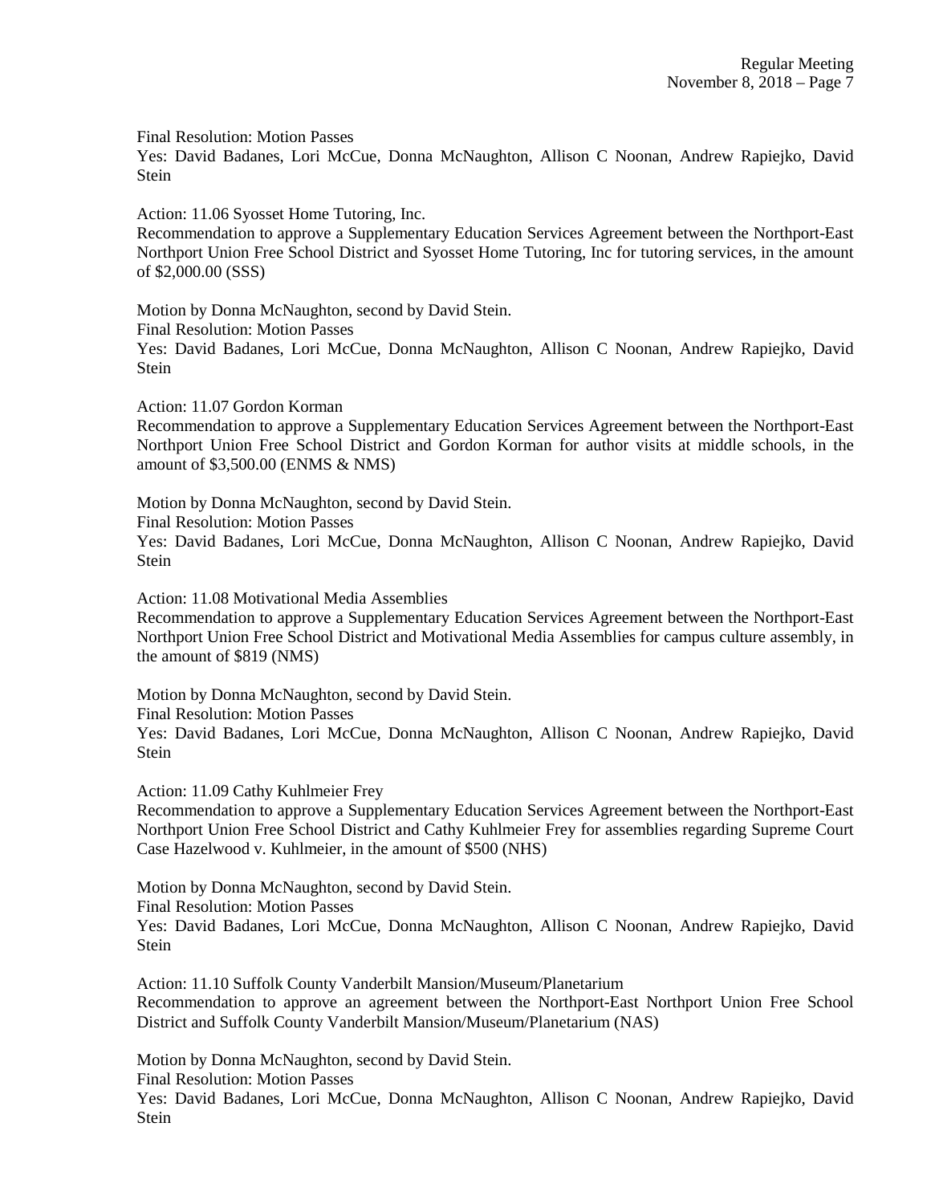Final Resolution: Motion Passes
Yes: David Badanes, Lori McCue, Donna McNaughton, Allison C Noonan, Andrew Rapiejko, David Stein

Action: 11.06 Syosset Home Tutoring, Inc.
Recommendation to approve a Supplementary Education Services Agreement between the Northport-East Northport Union Free School District and Syosset Home Tutoring, Inc for tutoring services, in the amount of $2,000.00 (SSS)

Motion by Donna McNaughton, second by David Stein.
Final Resolution: Motion Passes
Yes: David Badanes, Lori McCue, Donna McNaughton, Allison C Noonan, Andrew Rapiejko, David Stein

Action: 11.07 Gordon Korman
Recommendation to approve a Supplementary Education Services Agreement between the Northport-East Northport Union Free School District and Gordon Korman for author visits at middle schools, in the amount of $3,500.00 (ENMS & NMS)

Motion by Donna McNaughton, second by David Stein.
Final Resolution: Motion Passes
Yes: David Badanes, Lori McCue, Donna McNaughton, Allison C Noonan, Andrew Rapiejko, David Stein

Action: 11.08 Motivational Media Assemblies
Recommendation to approve a Supplementary Education Services Agreement between the Northport-East Northport Union Free School District and Motivational Media Assemblies for campus culture assembly, in the amount of $819 (NMS)

Motion by Donna McNaughton, second by David Stein.
Final Resolution: Motion Passes
Yes: David Badanes, Lori McCue, Donna McNaughton, Allison C Noonan, Andrew Rapiejko, David Stein

Action: 11.09 Cathy Kuhlmeier Frey
Recommendation to approve a Supplementary Education Services Agreement between the Northport-East Northport Union Free School District and Cathy Kuhlmeier Frey for assemblies regarding Supreme Court Case Hazelwood v. Kuhlmeier, in the amount of $500 (NHS)

Motion by Donna McNaughton, second by David Stein.
Final Resolution: Motion Passes
Yes: David Badanes, Lori McCue, Donna McNaughton, Allison C Noonan, Andrew Rapiejko, David Stein

Action: 11.10 Suffolk County Vanderbilt Mansion/Museum/Planetarium
Recommendation to approve an agreement between the Northport-East Northport Union Free School District and Suffolk County Vanderbilt Mansion/Museum/Planetarium (NAS)

Motion by Donna McNaughton, second by David Stein.
Final Resolution: Motion Passes
Yes: David Badanes, Lori McCue, Donna McNaughton, Allison C Noonan, Andrew Rapiejko, David Stein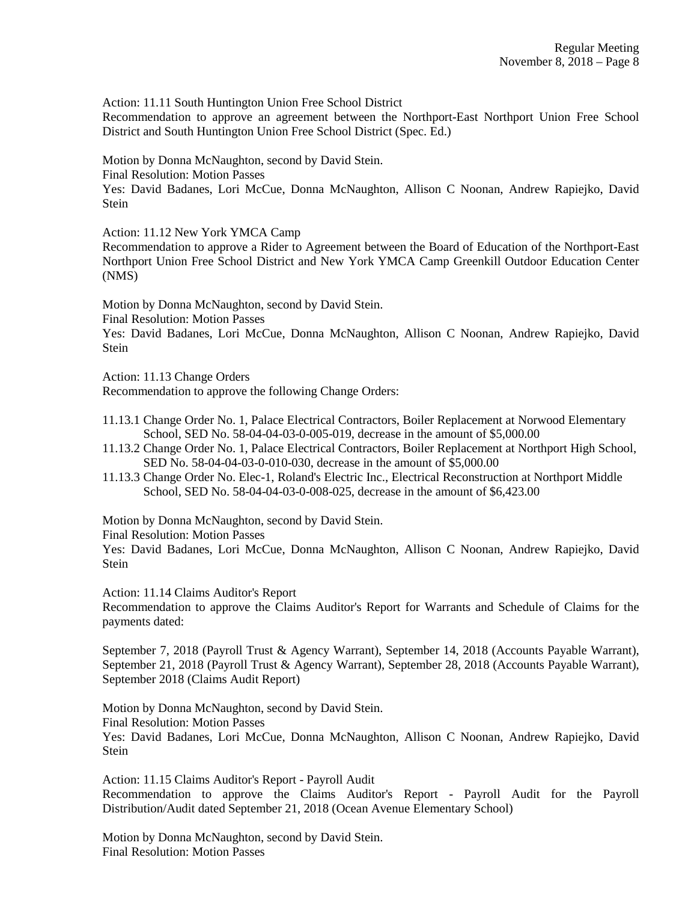Action: 11.11 South Huntington Union Free School District

Recommendation to approve an agreement between the Northport-East Northport Union Free School District and South Huntington Union Free School District (Spec. Ed.)

Motion by Donna McNaughton, second by David Stein.

Final Resolution: Motion Passes

Yes: David Badanes, Lori McCue, Donna McNaughton, Allison C Noonan, Andrew Rapiejko, David Stein

Action: 11.12 New York YMCA Camp

Recommendation to approve a Rider to Agreement between the Board of Education of the Northport-East Northport Union Free School District and New York YMCA Camp Greenkill Outdoor Education Center (NMS)

Motion by Donna McNaughton, second by David Stein.

Final Resolution: Motion Passes

Yes: David Badanes, Lori McCue, Donna McNaughton, Allison C Noonan, Andrew Rapiejko, David Stein

Action: 11.13 Change Orders

Recommendation to approve the following Change Orders:

11.13.1 Change Order No. 1, Palace Electrical Contractors, Boiler Replacement at Norwood Elementary School, SED No. 58-04-04-03-0-005-019, decrease in the amount of $5,000.00

11.13.2 Change Order No. 1, Palace Electrical Contractors, Boiler Replacement at Northport High School, SED No. 58-04-04-03-0-010-030, decrease in the amount of $5,000.00

11.13.3 Change Order No. Elec-1, Roland's Electric Inc., Electrical Reconstruction at Northport Middle School, SED No. 58-04-04-03-0-008-025, decrease in the amount of $6,423.00

Motion by Donna McNaughton, second by David Stein.

Final Resolution: Motion Passes

Yes: David Badanes, Lori McCue, Donna McNaughton, Allison C Noonan, Andrew Rapiejko, David Stein

Action: 11.14 Claims Auditor's Report

Recommendation to approve the Claims Auditor's Report for Warrants and Schedule of Claims for the payments dated:

September 7, 2018 (Payroll Trust & Agency Warrant), September 14, 2018 (Accounts Payable Warrant), September 21, 2018 (Payroll Trust & Agency Warrant), September 28, 2018 (Accounts Payable Warrant), September 2018 (Claims Audit Report)

Motion by Donna McNaughton, second by David Stein.

Final Resolution: Motion Passes

Yes: David Badanes, Lori McCue, Donna McNaughton, Allison C Noonan, Andrew Rapiejko, David Stein

Action: 11.15 Claims Auditor's Report - Payroll Audit

Recommendation to approve the Claims Auditor's Report - Payroll Audit for the Payroll Distribution/Audit dated September 21, 2018 (Ocean Avenue Elementary School)

Motion by Donna McNaughton, second by David Stein.

Final Resolution: Motion Passes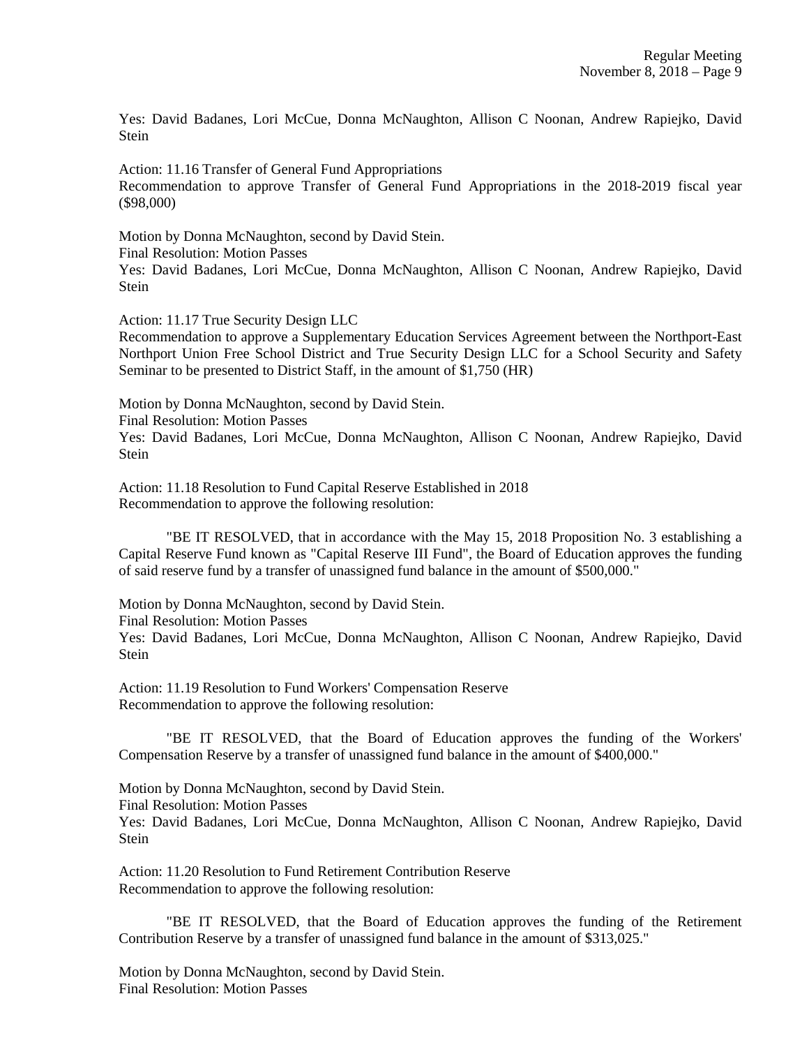Yes: David Badanes, Lori McCue, Donna McNaughton, Allison C Noonan, Andrew Rapiejko, David Stein

Action: 11.16 Transfer of General Fund Appropriations
Recommendation to approve Transfer of General Fund Appropriations in the 2018-2019 fiscal year ($98,000)

Motion by Donna McNaughton, second by David Stein.
Final Resolution: Motion Passes
Yes: David Badanes, Lori McCue, Donna McNaughton, Allison C Noonan, Andrew Rapiejko, David Stein

Action: 11.17 True Security Design LLC
Recommendation to approve a Supplementary Education Services Agreement between the Northport-East Northport Union Free School District and True Security Design LLC for a School Security and Safety Seminar to be presented to District Staff, in the amount of $1,750 (HR)

Motion by Donna McNaughton, second by David Stein.
Final Resolution: Motion Passes
Yes: David Badanes, Lori McCue, Donna McNaughton, Allison C Noonan, Andrew Rapiejko, David Stein

Action: 11.18 Resolution to Fund Capital Reserve Established in 2018
Recommendation to approve the following resolution:

"BE IT RESOLVED, that in accordance with the May 15, 2018 Proposition No. 3 establishing a Capital Reserve Fund known as "Capital Reserve III Fund", the Board of Education approves the funding of said reserve fund by a transfer of unassigned fund balance in the amount of $500,000."

Motion by Donna McNaughton, second by David Stein.
Final Resolution: Motion Passes
Yes: David Badanes, Lori McCue, Donna McNaughton, Allison C Noonan, Andrew Rapiejko, David Stein

Action: 11.19 Resolution to Fund Workers' Compensation Reserve
Recommendation to approve the following resolution:

"BE IT RESOLVED, that the Board of Education approves the funding of the Workers' Compensation Reserve by a transfer of unassigned fund balance in the amount of $400,000."

Motion by Donna McNaughton, second by David Stein.
Final Resolution: Motion Passes
Yes: David Badanes, Lori McCue, Donna McNaughton, Allison C Noonan, Andrew Rapiejko, David Stein

Action: 11.20 Resolution to Fund Retirement Contribution Reserve
Recommendation to approve the following resolution:

"BE IT RESOLVED, that the Board of Education approves the funding of the Retirement Contribution Reserve by a transfer of unassigned fund balance in the amount of $313,025."

Motion by Donna McNaughton, second by David Stein.
Final Resolution: Motion Passes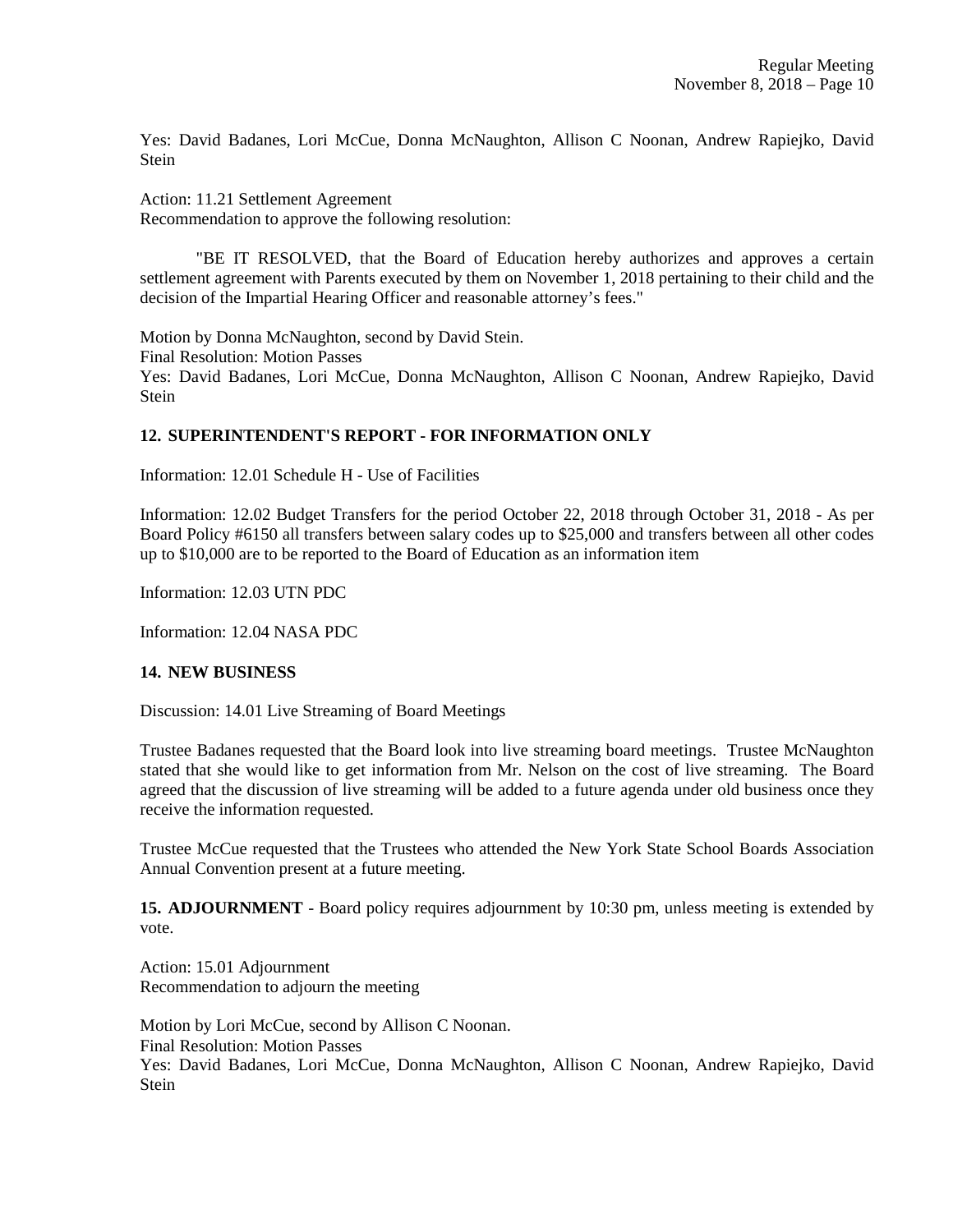Yes: David Badanes, Lori McCue, Donna McNaughton, Allison C Noonan, Andrew Rapiejko, David Stein

Action: 11.21 Settlement Agreement
Recommendation to approve the following resolution:

"BE IT RESOLVED, that the Board of Education hereby authorizes and approves a certain settlement agreement with Parents executed by them on November 1, 2018 pertaining to their child and the decision of the Impartial Hearing Officer and reasonable attorney's fees."

Motion by Donna McNaughton, second by David Stein.
Final Resolution: Motion Passes
Yes: David Badanes, Lori McCue, Donna McNaughton, Allison C Noonan, Andrew Rapiejko, David Stein

**12. SUPERINTENDENT'S REPORT - FOR INFORMATION ONLY**

Information: 12.01 Schedule H - Use of Facilities

Information: 12.02 Budget Transfers for the period October 22, 2018 through October 31, 2018 - As per Board Policy #6150 all transfers between salary codes up to $25,000 and transfers between all other codes up to $10,000 are to be reported to the Board of Education as an information item

Information: 12.03 UTN PDC

Information: 12.04 NASA PDC

**14. NEW BUSINESS**

Discussion: 14.01 Live Streaming of Board Meetings

Trustee Badanes requested that the Board look into live streaming board meetings. Trustee McNaughton stated that she would like to get information from Mr. Nelson on the cost of live streaming. The Board agreed that the discussion of live streaming will be added to a future agenda under old business once they receive the information requested.

Trustee McCue requested that the Trustees who attended the New York State School Boards Association Annual Convention present at a future meeting.

**15. ADJOURNMENT** - Board policy requires adjournment by 10:30 pm, unless meeting is extended by vote.

Action: 15.01 Adjournment
Recommendation to adjourn the meeting

Motion by Lori McCue, second by Allison C Noonan.
Final Resolution: Motion Passes
Yes: David Badanes, Lori McCue, Donna McNaughton, Allison C Noonan, Andrew Rapiejko, David Stein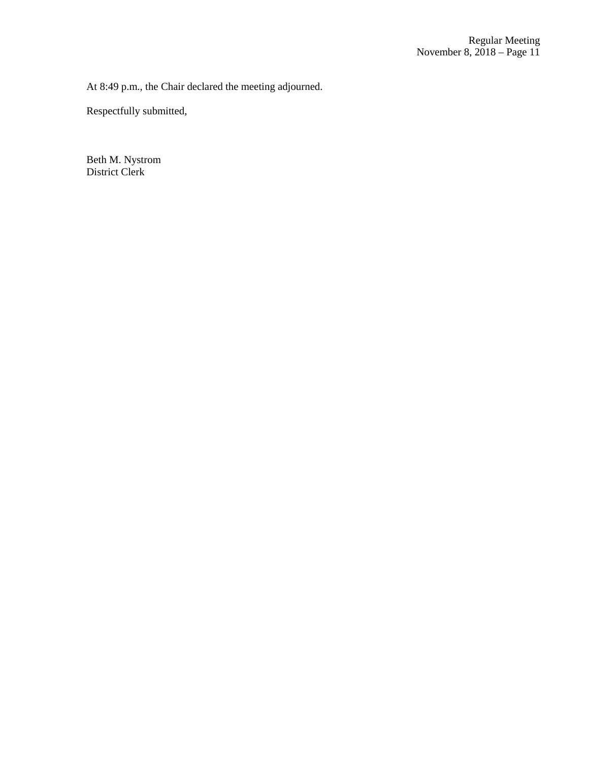At 8:49 p.m., the Chair declared the meeting adjourned.

Respectfully submitted,

Beth M. Nystrom
District Clerk